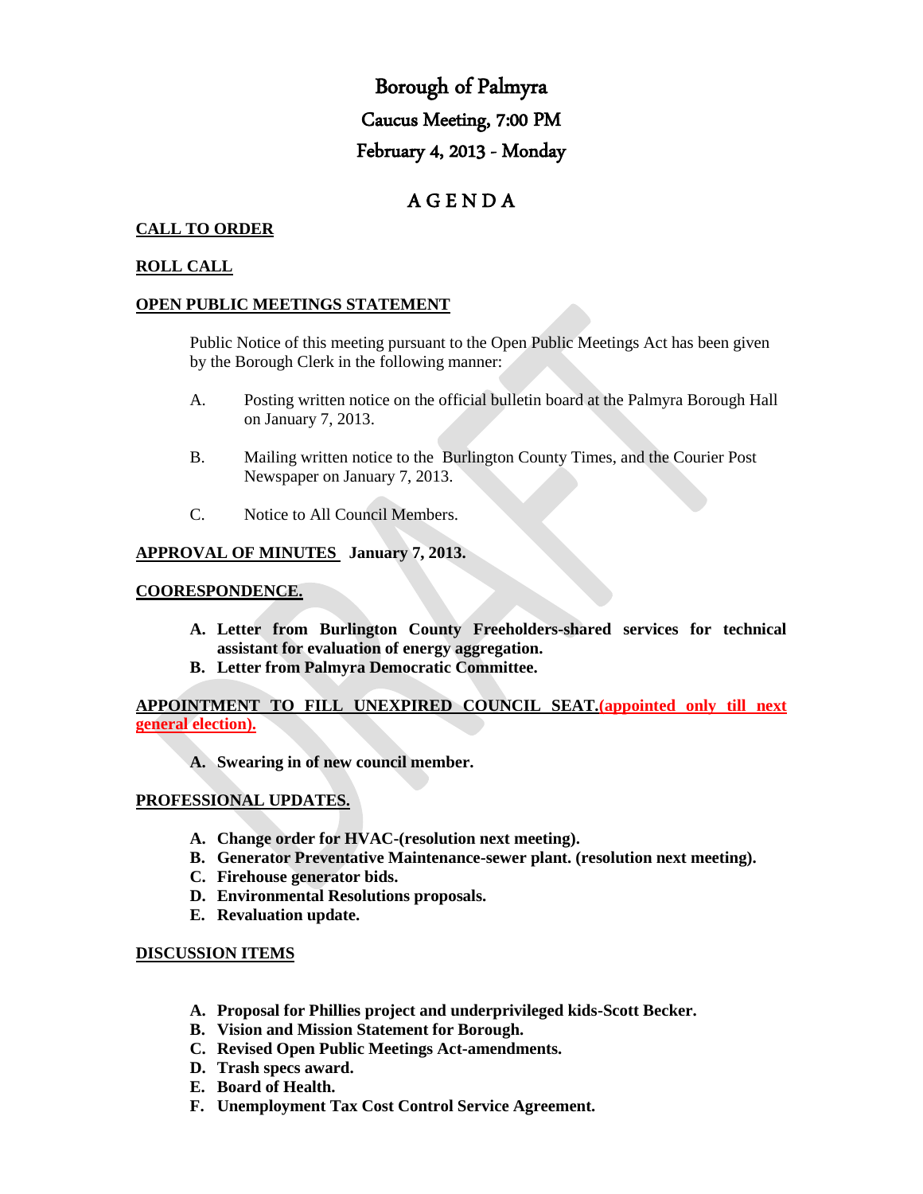# Borough of Palmyra
## Caucus Meeting, 7:00 PM
## February 4, 2013 - Monday

## A G E N D A

**CALL TO ORDER**

**ROLL CALL**

**OPEN PUBLIC MEETINGS STATEMENT**

Public Notice of this meeting pursuant to the Open Public Meetings Act has been given by the Borough Clerk in the following manner:

A. Posting written notice on the official bulletin board at the Palmyra Borough Hall on January 7, 2013.

B. Mailing written notice to the Burlington County Times, and the Courier Post Newspaper on January 7, 2013.

C. Notice to All Council Members.

**APPROVAL OF MINUTES January 7, 2013.**

**COORESPONDENCE.**

- **A. Letter from Burlington County Freeholders-shared services for technical assistant for evaluation of energy aggregation.**
- **B. Letter from Palmyra Democratic Committee.**

**APPOINTMENT TO FILL UNEXPIRED COUNCIL SEAT.(appointed only till next general election).**

- **A. Swearing in of new council member.**

**PROFESSIONAL UPDATES.**

- **A. Change order for HVAC-(resolution next meeting).**
- **B. Generator Preventative Maintenance-sewer plant. (resolution next meeting).**
- **C. Firehouse generator bids.**
- **D. Environmental Resolutions proposals.**
- **E. Revaluation update.**

**DISCUSSION ITEMS**

- **A. Proposal for Phillies project and underprivileged kids-Scott Becker.**
- **B. Vision and Mission Statement for Borough.**
- **C. Revised Open Public Meetings Act-amendments.**
- **D. Trash specs award.**
- **E. Board of Health.**
- **F. Unemployment Tax Cost Control Service Agreement.**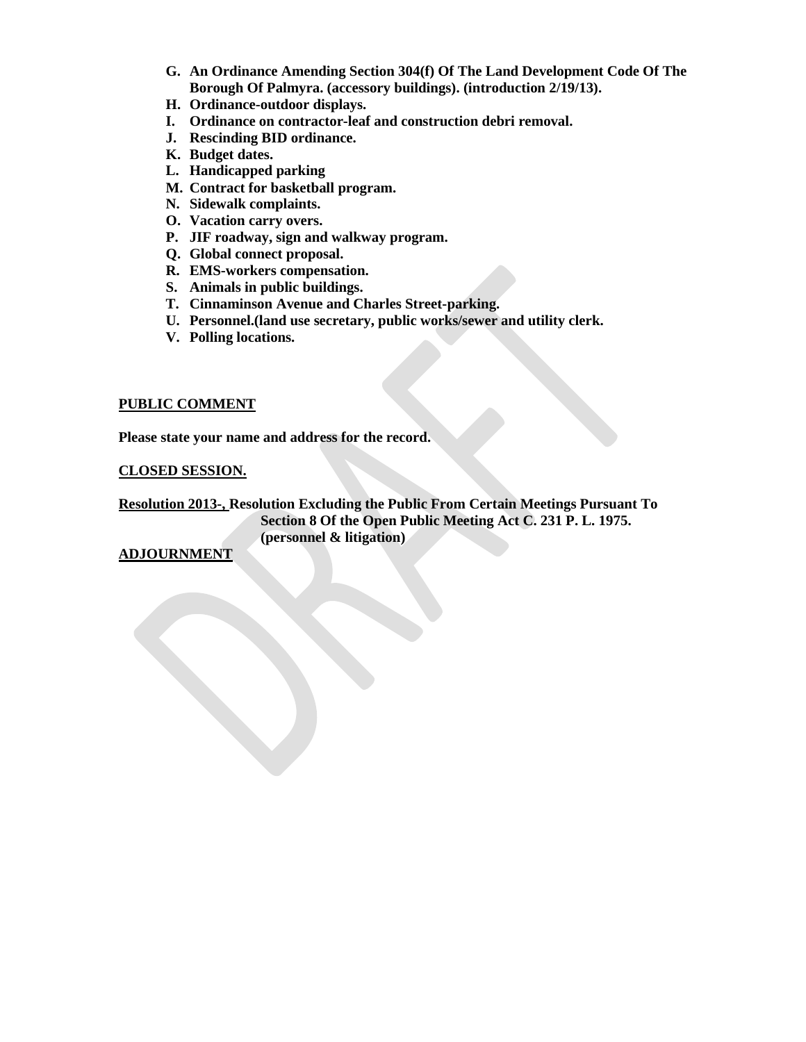G. **An Ordinance Amending Section 304(f) Of The Land Development Code Of The Borough Of Palmyra. (accessory buildings). (introduction 2/19/13).**
H. **Ordinance-outdoor displays.**
I. **Ordinance on contractor-leaf and construction debri removal.**
J. **Rescinding BID ordinance.**
K. **Budget dates.**
L. **Handicapped parking**
M. **Contract for basketball program.**
N. **Sidewalk complaints.**
O. **Vacation carry overs.**
P. **JIF roadway, sign and walkway program.**
Q. **Global connect proposal.**
R. **EMS-workers compensation.**
S. **Animals in public buildings.**
T. **Cinnaminson Avenue and Charles Street-parking.**
U. **Personnel.(land use secretary, public works/sewer and utility clerk.**
V. **Polling locations.**

**PUBLIC COMMENT**

**Please state your name and address for the record.**

**CLOSED SESSION.**

**Resolution 2013-, Resolution Excluding the Public From Certain Meetings Pursuant To Section 8 Of the Open Public Meeting Act C. 231 P. L. 1975. (personnel & litigation)**

**ADJOURNMENT**